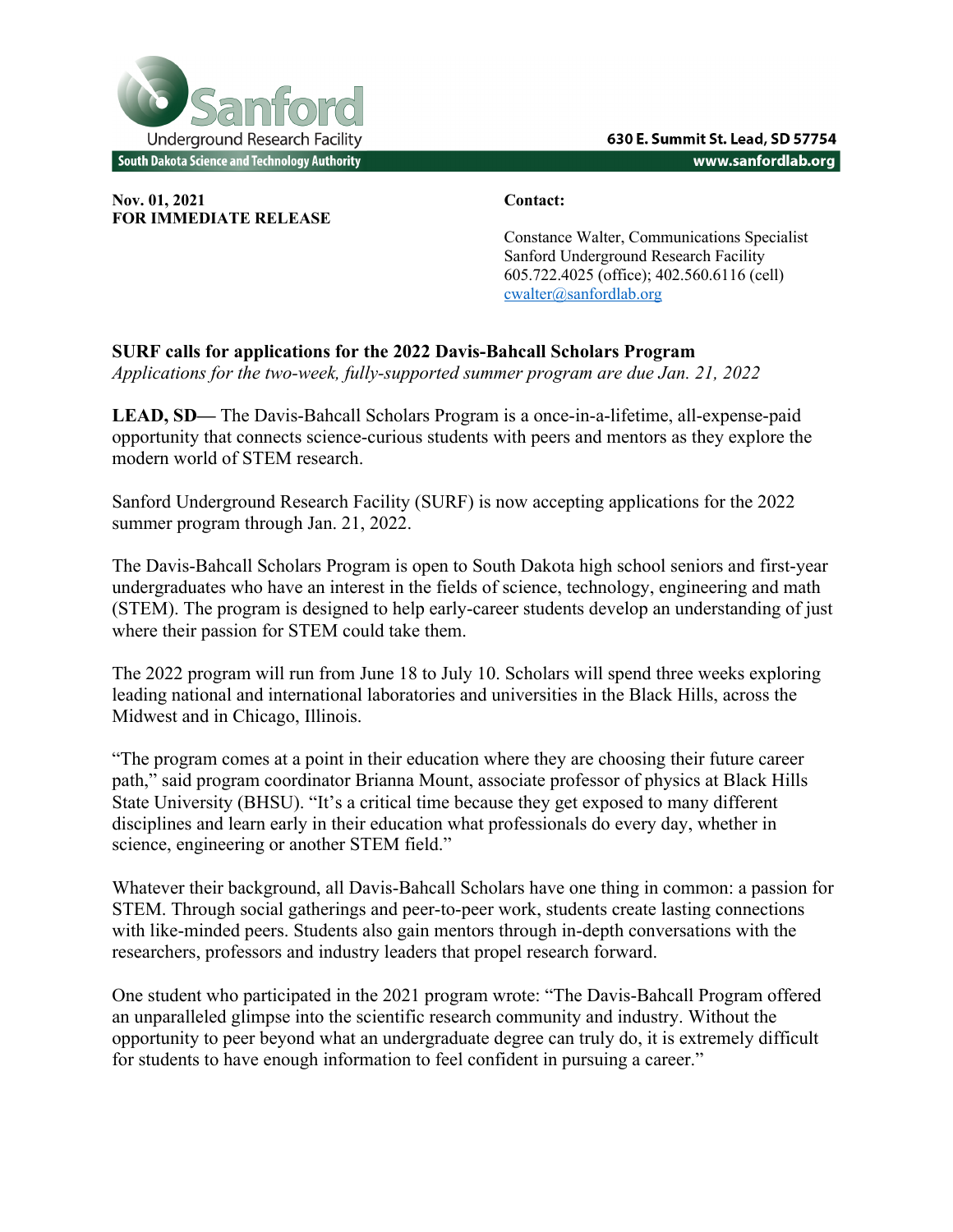**Sanford Underground Research Facility**
South Dakota Science and Technology Authority

630 E. Summit St. Lead, SD 57754
www.sanfordlab.org

**Nov. 01, 2021**
**FOR IMMEDIATE RELEASE**

**Contact:**

Constance Walter, Communications Specialist
Sanford Underground Research Facility
605.722.4025 (office); 402.560.6116 (cell)
cwalter@sanfordlab.org

**SURF calls for applications for the 2022 Davis-Bahcall Scholars Program**
*Applications for the two-week, fully-supported summer program are due Jan. 21, 2022*

**LEAD, SD—** The Davis-Bahcall Scholars Program is a once-in-a-lifetime, all-expense-paid opportunity that connects science-curious students with peers and mentors as they explore the modern world of STEM research.

Sanford Underground Research Facility (SURF) is now accepting applications for the 2022 summer program through Jan. 21, 2022.

The Davis-Bahcall Scholars Program is open to South Dakota high school seniors and first-year undergraduates who have an interest in the fields of science, technology, engineering and math (STEM). The program is designed to help early-career students develop an understanding of just where their passion for STEM could take them.

The 2022 program will run from June 18 to July 10. Scholars will spend three weeks exploring leading national and international laboratories and universities in the Black Hills, across the Midwest and in Chicago, Illinois.

"The program comes at a point in their education where they are choosing their future career path," said program coordinator Brianna Mount, associate professor of physics at Black Hills State University (BHSU). "It's a critical time because they get exposed to many different disciplines and learn early in their education what professionals do every day, whether in science, engineering or another STEM field."

Whatever their background, all Davis-Bahcall Scholars have one thing in common: a passion for STEM. Through social gatherings and peer-to-peer work, students create lasting connections with like-minded peers. Students also gain mentors through in-depth conversations with the researchers, professors and industry leaders that propel research forward.

One student who participated in the 2021 program wrote: "The Davis-Bahcall Program offered an unparalleled glimpse into the scientific research community and industry. Without the opportunity to peer beyond what an undergraduate degree can truly do, it is extremely difficult for students to have enough information to feel confident in pursuing a career."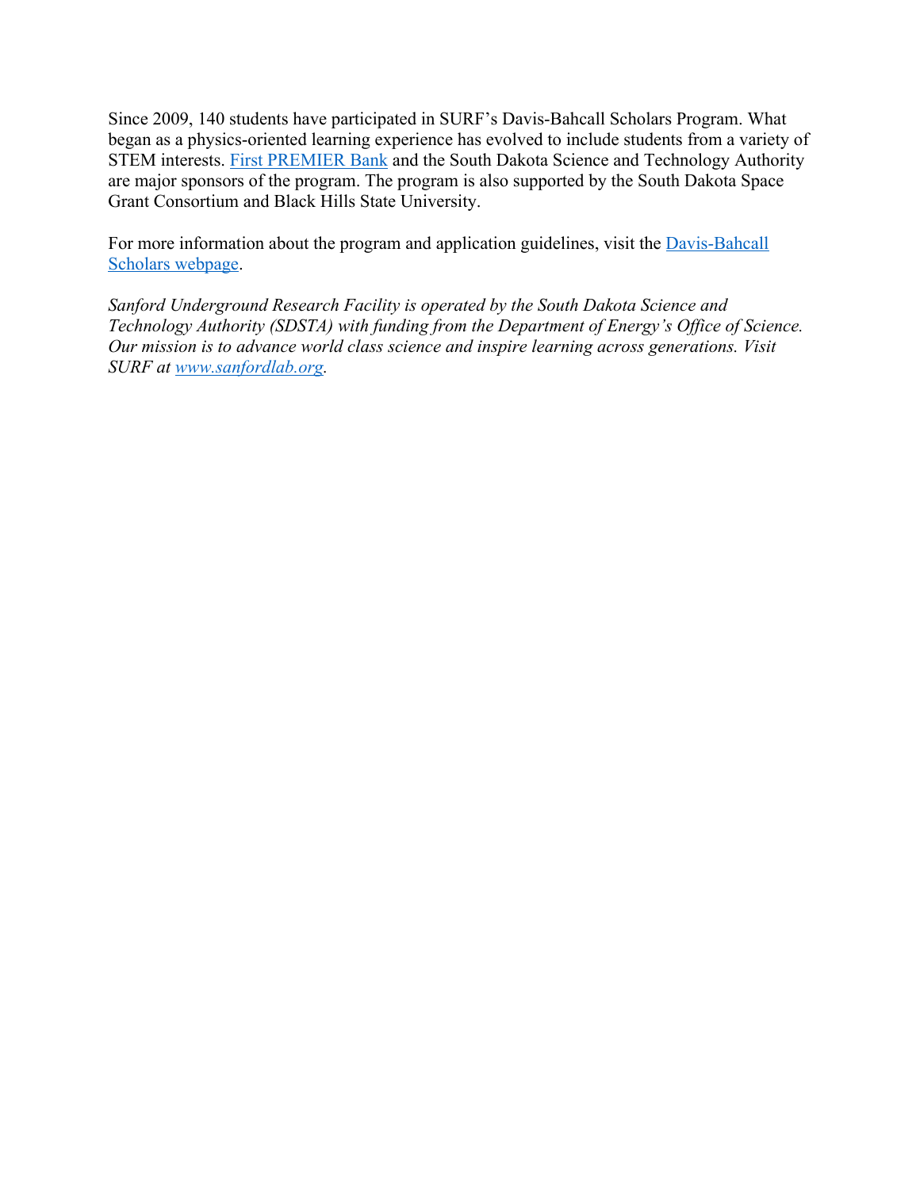Since 2009, 140 students have participated in SURF's Davis-Bahcall Scholars Program. What began as a physics-oriented learning experience has evolved to include students from a variety of STEM interests. First PREMIER Bank and the South Dakota Science and Technology Authority are major sponsors of the program. The program is also supported by the South Dakota Space Grant Consortium and Black Hills State University.

For more information about the program and application guidelines, visit the Davis-Bahcall Scholars webpage.

*Sanford Underground Research Facility is operated by the South Dakota Science and Technology Authority (SDSTA) with funding from the Department of Energy's Office of Science. Our mission is to advance world class science and inspire learning across generations. Visit SURF at www.sanfordlab.org.*